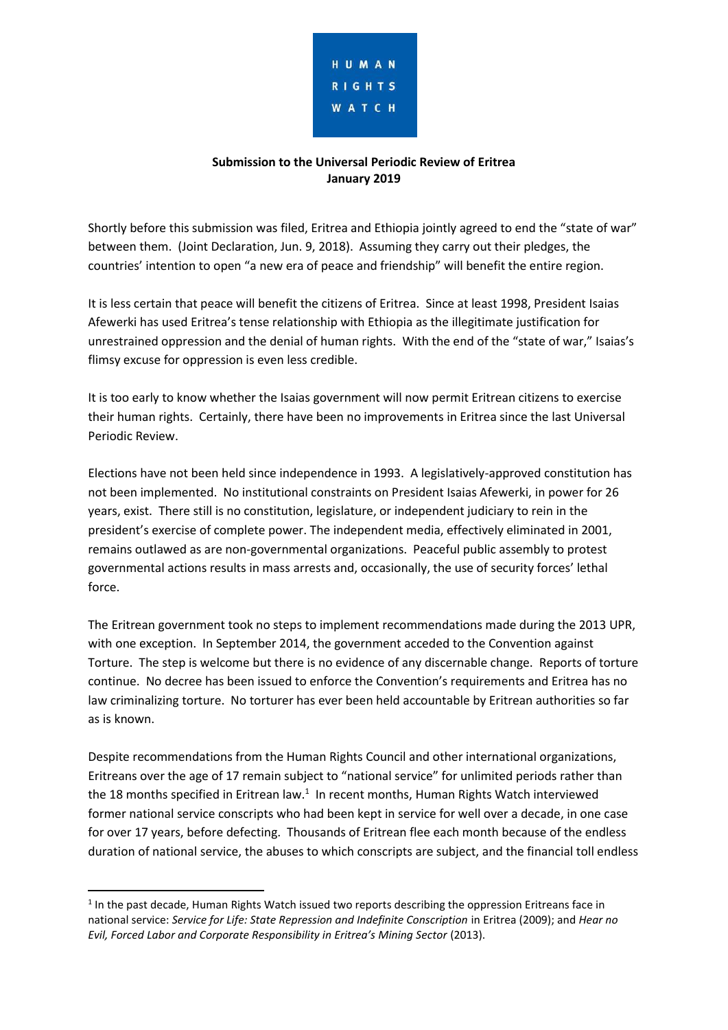HUMAN RIGHTS WATCH

**Submission to the Universal Periodic Review of Eritrea**
**January 2019**

Shortly before this submission was filed, Eritrea and Ethiopia jointly agreed to end the "state of war" between them. (Joint Declaration, Jun. 9, 2018). Assuming they carry out their pledges, the countries' intention to open "a new era of peace and friendship" will benefit the entire region.

It is less certain that peace will benefit the citizens of Eritrea. Since at least 1998, President Isaias Afewerki has used Eritrea's tense relationship with Ethiopia as the illegitimate justification for unrestrained oppression and the denial of human rights. With the end of the "state of war," Isaias's flimsy excuse for oppression is even less credible.

It is too early to know whether the Isaias government will now permit Eritrean citizens to exercise their human rights. Certainly, there have been no improvements in Eritrea since the last Universal Periodic Review.

Elections have not been held since independence in 1993. A legislatively-approved constitution has not been implemented. No institutional constraints on President Isaias Afewerki, in power for 26 years, exist. There still is no constitution, legislature, or independent judiciary to rein in the president's exercise of complete power. The independent media, effectively eliminated in 2001, remains outlawed as are non-governmental organizations. Peaceful public assembly to protest governmental actions results in mass arrests and, occasionally, the use of security forces' lethal force.

The Eritrean government took no steps to implement recommendations made during the 2013 UPR, with one exception. In September 2014, the government acceded to the Convention against Torture. The step is welcome but there is no evidence of any discernable change. Reports of torture continue. No decree has been issued to enforce the Convention's requirements and Eritrea has no law criminalizing torture. No torturer has ever been held accountable by Eritrean authorities so far as is known.

Despite recommendations from the Human Rights Council and other international organizations, Eritreans over the age of 17 remain subject to "national service" for unlimited periods rather than the 18 months specified in Eritrean law.[1] In recent months, Human Rights Watch interviewed former national service conscripts who had been kept in service for well over a decade, in one case for over 17 years, before defecting. Thousands of Eritrean flee each month because of the endless duration of national service, the abuses to which conscripts are subject, and the financial toll endless

[1] In the past decade, Human Rights Watch issued two reports describing the oppression Eritreans face in national service: *Service for Life: State Repression and Indefinite Conscription* in Eritrea (2009); and *Hear no Evil, Forced Labor and Corporate Responsibility in Eritrea's Mining Sector* (2013).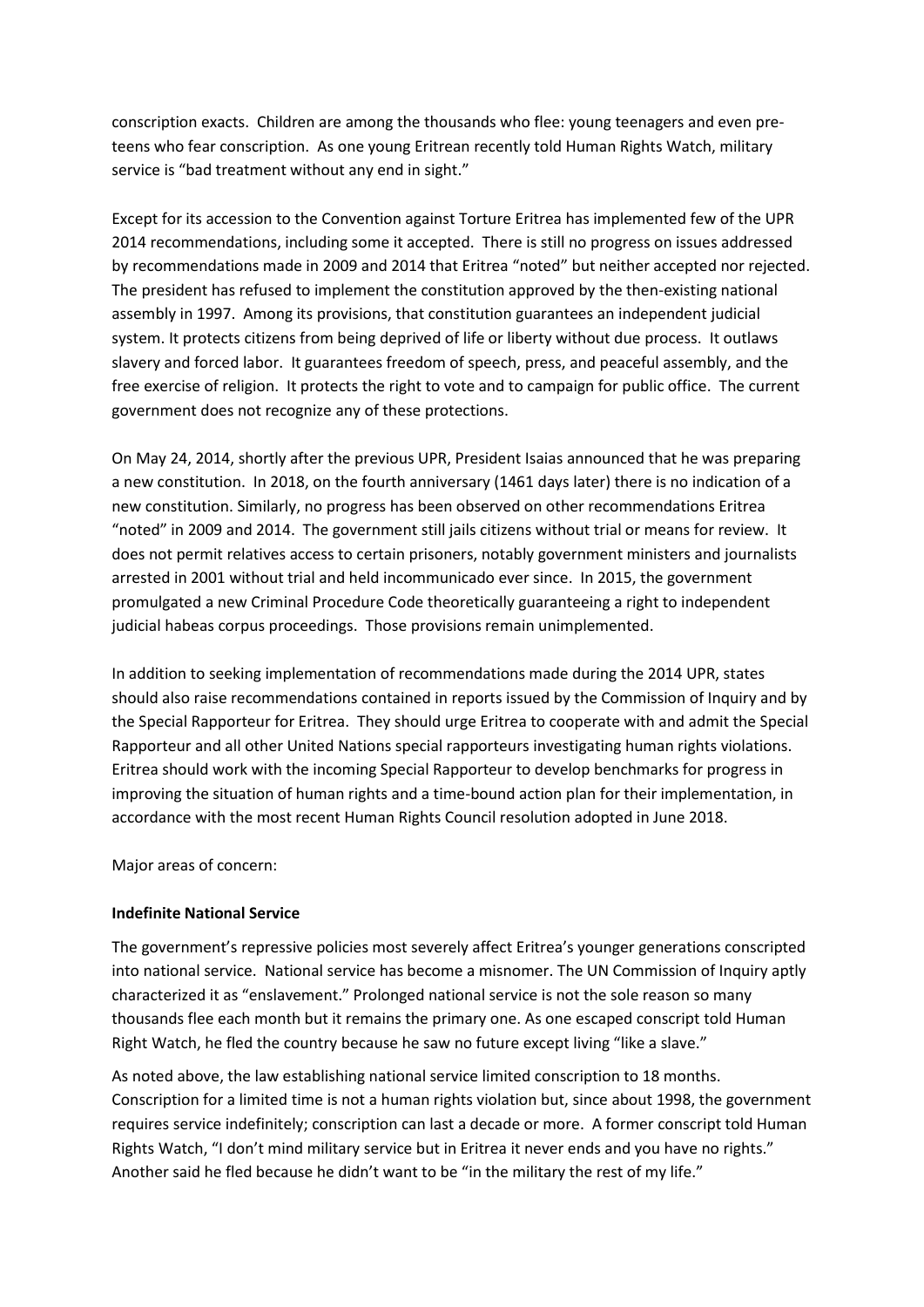conscription exacts. Children are among the thousands who flee: young teenagers and even pre-teens who fear conscription. As one young Eritrean recently told Human Rights Watch, military service is "bad treatment without any end in sight."

Except for its accession to the Convention against Torture Eritrea has implemented few of the UPR 2014 recommendations, including some it accepted. There is still no progress on issues addressed by recommendations made in 2009 and 2014 that Eritrea "noted" but neither accepted nor rejected. The president has refused to implement the constitution approved by the then-existing national assembly in 1997. Among its provisions, that constitution guarantees an independent judicial system. It protects citizens from being deprived of life or liberty without due process. It outlaws slavery and forced labor. It guarantees freedom of speech, press, and peaceful assembly, and the free exercise of religion. It protects the right to vote and to campaign for public office. The current government does not recognize any of these protections.

On May 24, 2014, shortly after the previous UPR, President Isaias announced that he was preparing a new constitution. In 2018, on the fourth anniversary (1461 days later) there is no indication of a new constitution. Similarly, no progress has been observed on other recommendations Eritrea "noted" in 2009 and 2014. The government still jails citizens without trial or means for review. It does not permit relatives access to certain prisoners, notably government ministers and journalists arrested in 2001 without trial and held incommunicado ever since. In 2015, the government promulgated a new Criminal Procedure Code theoretically guaranteeing a right to independent judicial habeas corpus proceedings. Those provisions remain unimplemented.

In addition to seeking implementation of recommendations made during the 2014 UPR, states should also raise recommendations contained in reports issued by the Commission of Inquiry and by the Special Rapporteur for Eritrea. They should urge Eritrea to cooperate with and admit the Special Rapporteur and all other United Nations special rapporteurs investigating human rights violations. Eritrea should work with the incoming Special Rapporteur to develop benchmarks for progress in improving the situation of human rights and a time-bound action plan for their implementation, in accordance with the most recent Human Rights Council resolution adopted in June 2018.

Major areas of concern:

**Indefinite National Service**

The government's repressive policies most severely affect Eritrea's younger generations conscripted into national service. National service has become a misnomer. The UN Commission of Inquiry aptly characterized it as "enslavement." Prolonged national service is not the sole reason so many thousands flee each month but it remains the primary one. As one escaped conscript told Human Right Watch, he fled the country because he saw no future except living "like a slave."

As noted above, the law establishing national service limited conscription to 18 months. Conscription for a limited time is not a human rights violation but, since about 1998, the government requires service indefinitely; conscription can last a decade or more. A former conscript told Human Rights Watch, "I don't mind military service but in Eritrea it never ends and you have no rights." Another said he fled because he didn't want to be "in the military the rest of my life."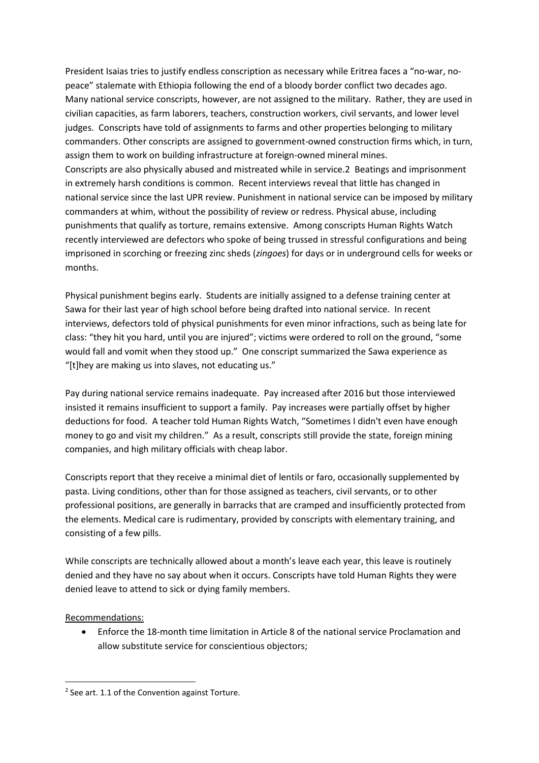President Isaias tries to justify endless conscription as necessary while Eritrea faces a "no-war, no-peace" stalemate with Ethiopia following the end of a bloody border conflict two decades ago. Many national service conscripts, however, are not assigned to the military. Rather, they are used in civilian capacities, as farm laborers, teachers, construction workers, civil servants, and lower level judges. Conscripts have told of assignments to farms and other properties belonging to military commanders. Other conscripts are assigned to government-owned construction firms which, in turn, assign them to work on building infrastructure at foreign-owned mineral mines.

Conscripts are also physically abused and mistreated while in service.[2] Beatings and imprisonment in extremely harsh conditions is common. Recent interviews reveal that little has changed in national service since the last UPR review. Punishment in national service can be imposed by military commanders at whim, without the possibility of review or redress. Physical abuse, including punishments that qualify as torture, remains extensive. Among conscripts Human Rights Watch recently interviewed are defectors who spoke of being trussed in stressful configurations and being imprisoned in scorching or freezing zinc sheds (*zingoes*) for days or in underground cells for weeks or months.

Physical punishment begins early. Students are initially assigned to a defense training center at Sawa for their last year of high school before being drafted into national service. In recent interviews, defectors told of physical punishments for even minor infractions, such as being late for class: "they hit you hard, until you are injured"; victims were ordered to roll on the ground, "some would fall and vomit when they stood up." One conscript summarized the Sawa experience as "[t]hey are making us into slaves, not educating us."

Pay during national service remains inadequate. Pay increased after 2016 but those interviewed insisted it remains insufficient to support a family. Pay increases were partially offset by higher deductions for food. A teacher told Human Rights Watch, "Sometimes I didn't even have enough money to go and visit my children." As a result, conscripts still provide the state, foreign mining companies, and high military officials with cheap labor.

Conscripts report that they receive a minimal diet of lentils or faro, occasionally supplemented by pasta. Living conditions, other than for those assigned as teachers, civil servants, or to other professional positions, are generally in barracks that are cramped and insufficiently protected from the elements. Medical care is rudimentary, provided by conscripts with elementary training, and consisting of a few pills.

While conscripts are technically allowed about a month's leave each year, this leave is routinely denied and they have no say about when it occurs. Conscripts have told Human Rights they were denied leave to attend to sick or dying family members.

Recommendations:

- Enforce the 18-month time limitation in Article 8 of the national service Proclamation and allow substitute service for conscientious objectors;

---

[2] See art. 1.1 of the Convention against Torture.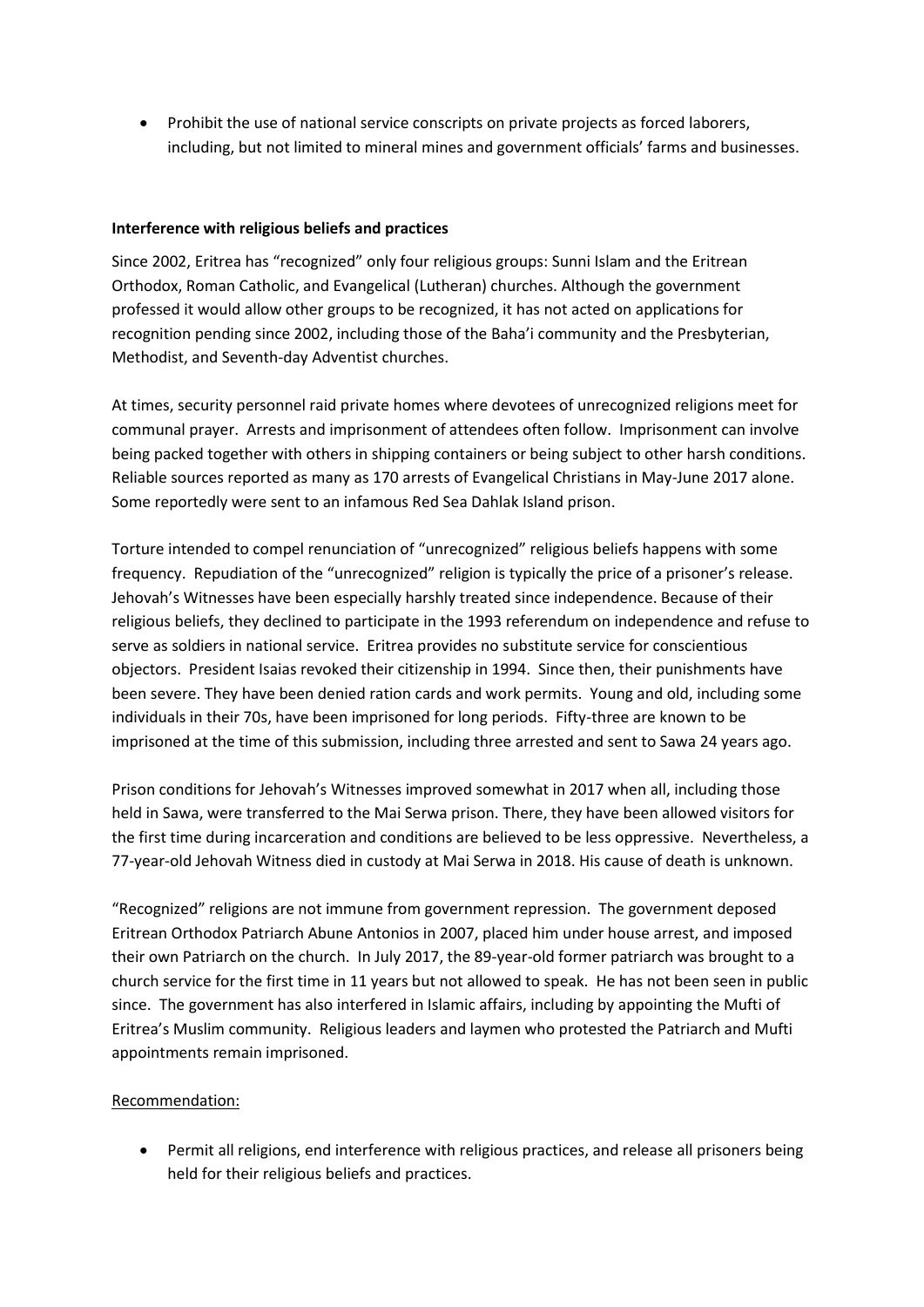- Prohibit the use of national service conscripts on private projects as forced laborers, including, but not limited to mineral mines and government officials' farms and businesses.

**Interference with religious beliefs and practices**

Since 2002, Eritrea has "recognized" only four religious groups: Sunni Islam and the Eritrean Orthodox, Roman Catholic, and Evangelical (Lutheran) churches. Although the government professed it would allow other groups to be recognized, it has not acted on applications for recognition pending since 2002, including those of the Baha'i community and the Presbyterian, Methodist, and Seventh-day Adventist churches.

At times, security personnel raid private homes where devotees of unrecognized religions meet for communal prayer. Arrests and imprisonment of attendees often follow. Imprisonment can involve being packed together with others in shipping containers or being subject to other harsh conditions. Reliable sources reported as many as 170 arrests of Evangelical Christians in May-June 2017 alone. Some reportedly were sent to an infamous Red Sea Dahlak Island prison.

Torture intended to compel renunciation of "unrecognized" religious beliefs happens with some frequency. Repudiation of the "unrecognized" religion is typically the price of a prisoner's release. Jehovah's Witnesses have been especially harshly treated since independence. Because of their religious beliefs, they declined to participate in the 1993 referendum on independence and refuse to serve as soldiers in national service. Eritrea provides no substitute service for conscientious objectors. President Isaias revoked their citizenship in 1994. Since then, their punishments have been severe. They have been denied ration cards and work permits. Young and old, including some individuals in their 70s, have been imprisoned for long periods. Fifty-three are known to be imprisoned at the time of this submission, including three arrested and sent to Sawa 24 years ago.

Prison conditions for Jehovah's Witnesses improved somewhat in 2017 when all, including those held in Sawa, were transferred to the Mai Serwa prison. There, they have been allowed visitors for the first time during incarceration and conditions are believed to be less oppressive. Nevertheless, a 77-year-old Jehovah Witness died in custody at Mai Serwa in 2018. His cause of death is unknown.

"Recognized" religions are not immune from government repression. The government deposed Eritrean Orthodox Patriarch Abune Antonios in 2007, placed him under house arrest, and imposed their own Patriarch on the church. In July 2017, the 89-year-old former patriarch was brought to a church service for the first time in 11 years but not allowed to speak. He has not been seen in public since. The government has also interfered in Islamic affairs, including by appointing the Mufti of Eritrea's Muslim community. Religious leaders and laymen who protested the Patriarch and Mufti appointments remain imprisoned.

Recommendation:

- Permit all religions, end interference with religious practices, and release all prisoners being held for their religious beliefs and practices.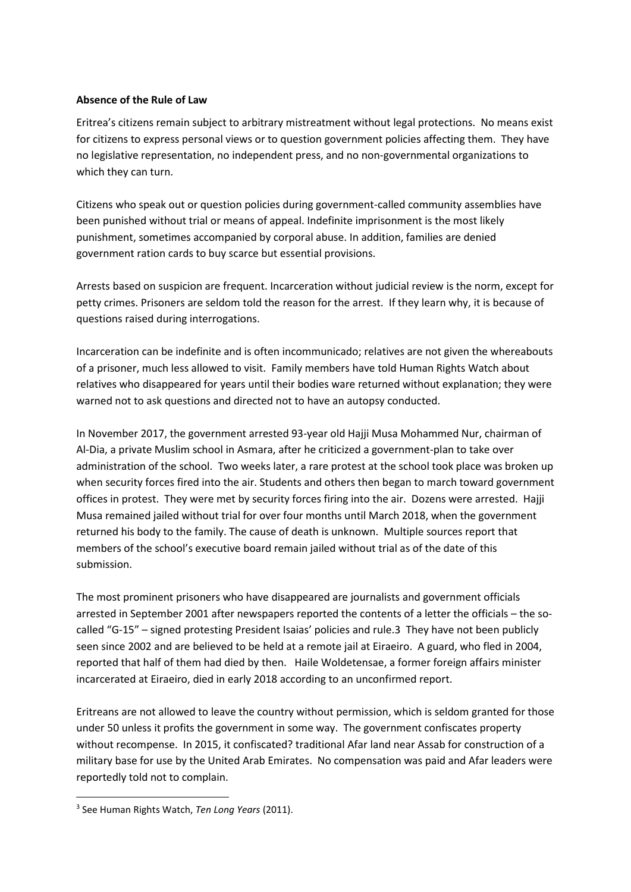**Absence of the Rule of Law**

Eritrea's citizens remain subject to arbitrary mistreatment without legal protections. No means exist for citizens to express personal views or to question government policies affecting them. They have no legislative representation, no independent press, and no non-governmental organizations to which they can turn.

Citizens who speak out or question policies during government-called community assemblies have been punished without trial or means of appeal. Indefinite imprisonment is the most likely punishment, sometimes accompanied by corporal abuse. In addition, families are denied government ration cards to buy scarce but essential provisions.

Arrests based on suspicion are frequent. Incarceration without judicial review is the norm, except for petty crimes. Prisoners are seldom told the reason for the arrest. If they learn why, it is because of questions raised during interrogations.

Incarceration can be indefinite and is often incommunicado; relatives are not given the whereabouts of a prisoner, much less allowed to visit. Family members have told Human Rights Watch about relatives who disappeared for years until their bodies ware returned without explanation; they were warned not to ask questions and directed not to have an autopsy conducted.

In November 2017, the government arrested 93-year old Hajji Musa Mohammed Nur, chairman of Al-Dia, a private Muslim school in Asmara, after he criticized a government-plan to take over administration of the school. Two weeks later, a rare protest at the school took place was broken up when security forces fired into the air. Students and others then began to march toward government offices in protest. They were met by security forces firing into the air. Dozens were arrested. Hajji Musa remained jailed without trial for over four months until March 2018, when the government returned his body to the family. The cause of death is unknown. Multiple sources report that members of the school's executive board remain jailed without trial as of the date of this submission.

The most prominent prisoners who have disappeared are journalists and government officials arrested in September 2001 after newspapers reported the contents of a letter the officials – the so-called "G-15" – signed protesting President Isaias' policies and rule.[3] They have not been publicly seen since 2002 and are believed to be held at a remote jail at Eiraeiro. A guard, who fled in 2004, reported that half of them had died by then. Haile Woldetensae, a former foreign affairs minister incarcerated at Eiraeiro, died in early 2018 according to an unconfirmed report.

Eritreans are not allowed to leave the country without permission, which is seldom granted for those under 50 unless it profits the government in some way. The government confiscates property without recompense. In 2015, it confiscated? traditional Afar land near Assab for construction of a military base for use by the United Arab Emirates. No compensation was paid and Afar leaders were reportedly told not to complain.

[3] See Human Rights Watch, *Ten Long Years* (2011).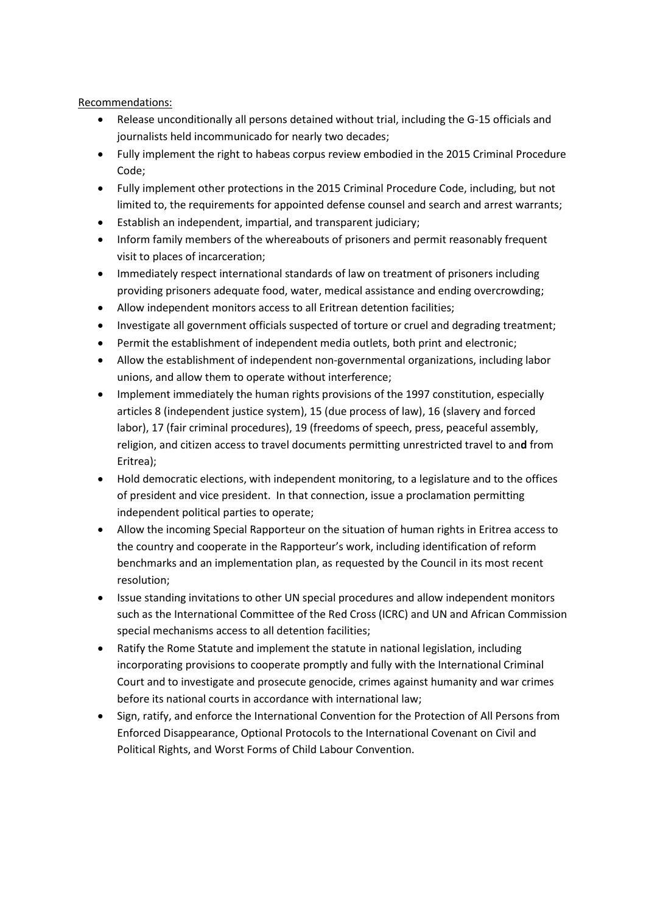Recommendations:

- Release unconditionally all persons detained without trial, including the G-15 officials and journalists held incommunicado for nearly two decades;
- Fully implement the right to habeas corpus review embodied in the 2015 Criminal Procedure Code;
- Fully implement other protections in the 2015 Criminal Procedure Code, including, but not limited to, the requirements for appointed defense counsel and search and arrest warrants;
- Establish an independent, impartial, and transparent judiciary;
- Inform family members of the whereabouts of prisoners and permit reasonably frequent visit to places of incarceration;
- Immediately respect international standards of law on treatment of prisoners including providing prisoners adequate food, water, medical assistance and ending overcrowding;
- Allow independent monitors access to all Eritrean detention facilities;
- Investigate all government officials suspected of torture or cruel and degrading treatment;
- Permit the establishment of independent media outlets, both print and electronic;
- Allow the establishment of independent non-governmental organizations, including labor unions, and allow them to operate without interference;
- Implement immediately the human rights provisions of the 1997 constitution, especially articles 8 (independent justice system), 15 (due process of law), 16 (slavery and forced labor), 17 (fair criminal procedures), 19 (freedoms of speech, press, peaceful assembly, religion, and citizen access to travel documents permitting unrestricted travel to and from Eritrea);
- Hold democratic elections, with independent monitoring, to a legislature and to the offices of president and vice president. In that connection, issue a proclamation permitting independent political parties to operate;
- Allow the incoming Special Rapporteur on the situation of human rights in Eritrea access to the country and cooperate in the Rapporteur's work, including identification of reform benchmarks and an implementation plan, as requested by the Council in its most recent resolution;
- Issue standing invitations to other UN special procedures and allow independent monitors such as the International Committee of the Red Cross (ICRC) and UN and African Commission special mechanisms access to all detention facilities;
- Ratify the Rome Statute and implement the statute in national legislation, including incorporating provisions to cooperate promptly and fully with the International Criminal Court and to investigate and prosecute genocide, crimes against humanity and war crimes before its national courts in accordance with international law;
- Sign, ratify, and enforce the International Convention for the Protection of All Persons from Enforced Disappearance, Optional Protocols to the International Covenant on Civil and Political Rights, and Worst Forms of Child Labour Convention.